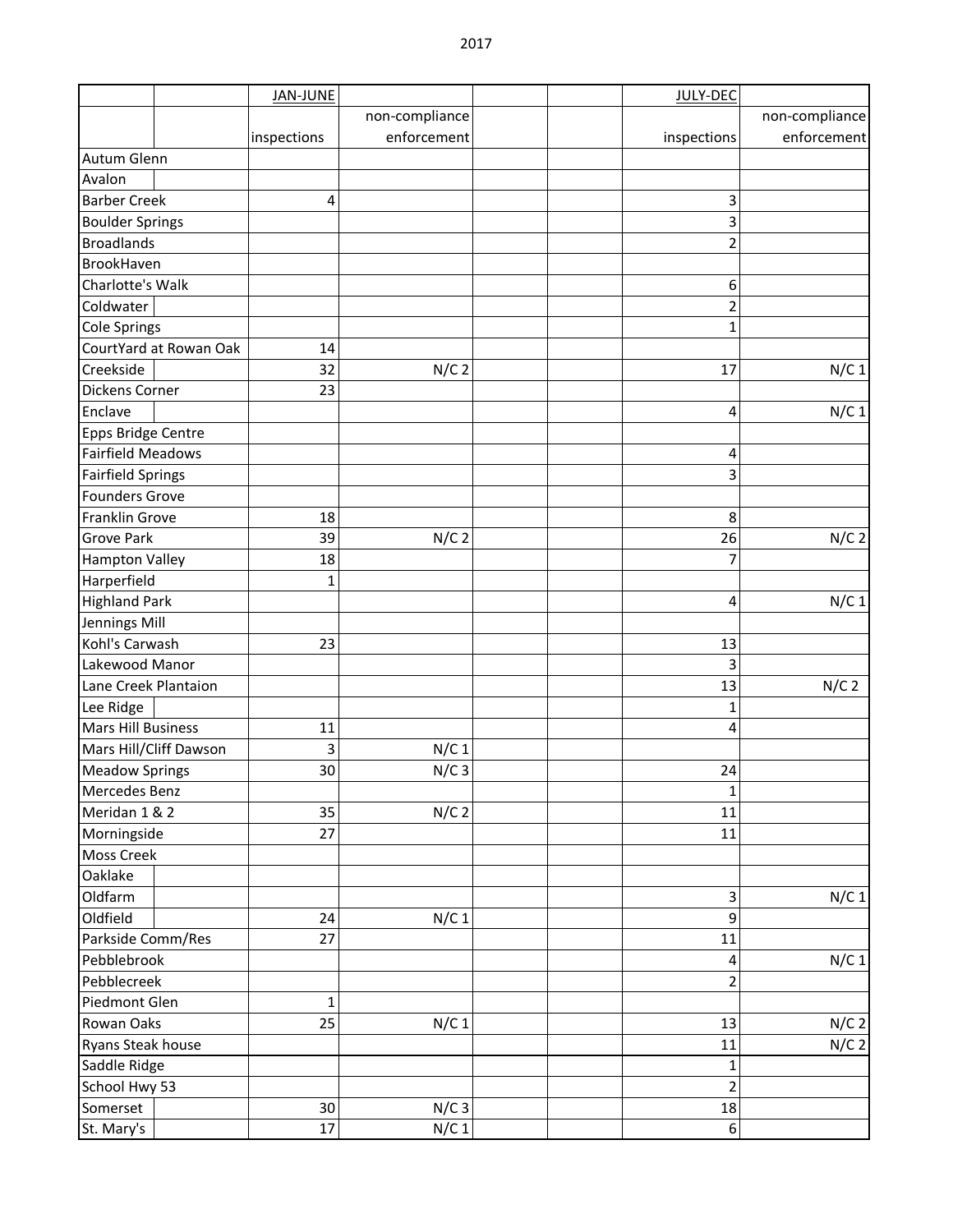2017

| | | JAN-JUNE | | | | JULY-DEC | |
|---|---|---|---|---|---|---|---|
| | | | non-compliance | | | | non-compliance |
| | | inspections | enforcement | | | inspections | enforcement |
| Autum Glenn | | | | | | | |
| Avalon | | | | | | | |
| Barber Creek | | 4 | | | | 3 | |
| Boulder Springs | | | | | | 3 | |
| Broadlands | | | | | | 2 | |
| BrookHaven | | | | | | | |
| Charlotte's Walk | | | | | | 6 | |
| Coldwater | | | | | | 2 | |
| Cole Springs | | | | | | 1 | |
| CourtYard at Rowan Oak | | 14 | | | | | |
| Creekside | | 32 | N/C 2 | | | 17 | N/C 1 |
| Dickens Corner | | 23 | | | | | |
| Enclave | | | | | | 4 | N/C 1 |
| Epps Bridge Centre | | | | | | | |
| Fairfield Meadows | | | | | | 4 | |
| Fairfield Springs | | | | | | 3 | |
| Founders Grove | | | | | | | |
| Franklin Grove | | 18 | | | | 8 | |
| Grove Park | | 39 | N/C 2 | | | 26 | N/C 2 |
| Hampton Valley | | 18 | | | | 7 | |
| Harperfield | | 1 | | | | | |
| Highland Park | | | | | | 4 | N/C 1 |
| Jennings Mill | | | | | | | |
| Kohl's Carwash | | 23 | | | | 13 | |
| Lakewood Manor | | | | | | 3 | |
| Lane Creek Plantaion | | | | | | 13 | N/C 2 |
| Lee Ridge | | | | | | 1 | |
| Mars Hill Business | | 11 | | | | 4 | |
| Mars Hill/Cliff Dawson | | 3 | N/C 1 | | | | |
| Meadow Springs | | 30 | N/C 3 | | | 24 | |
| Mercedes Benz | | | | | | 1 | |
| Meridan 1 & 2 | | 35 | N/C 2 | | | 11 | |
| Morningside | | 27 | | | | 11 | |
| Moss Creek | | | | | | | |
| Oaklake | | | | | | | |
| Oldfarm | | | | | | 3 | N/C 1 |
| Oldfield | | 24 | N/C 1 | | | 9 | |
| Parkside Comm/Res | | 27 | | | | 11 | |
| Pebblebrook | | | | | | 4 | N/C 1 |
| Pebblecreek | | | | | | 2 | |
| Piedmont Glen | | 1 | | | | | |
| Rowan Oaks | | 25 | N/C 1 | | | 13 | N/C 2 |
| Ryans Steak house | | | | | | 11 | N/C 2 |
| Saddle Ridge | | | | | | 1 | |
| School Hwy 53 | | | | | | 2 | |
| Somerset | | 30 | N/C 3 | | | 18 | |
| St. Mary's | | 17 | N/C 1 | | | 6 | |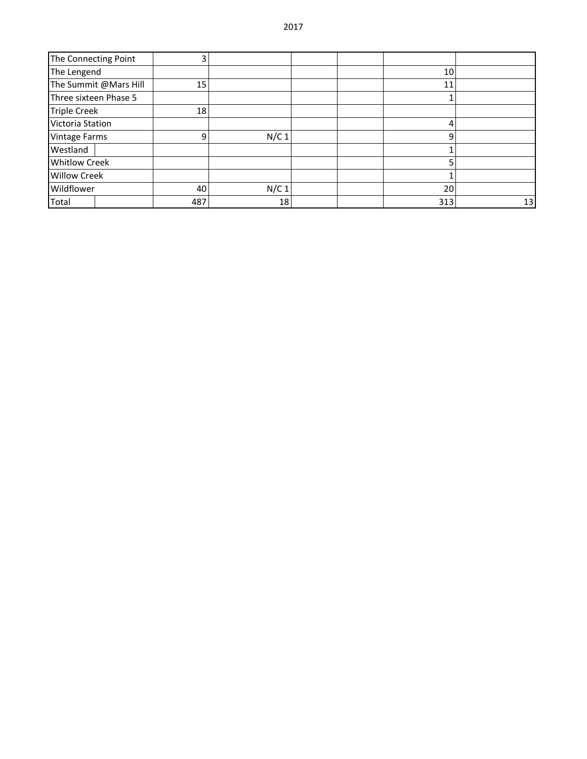| | | | | | | |
|---|---|---|---|---|---|---|
| The Connecting Point | 3 | | | | | |
| The Lengend | | | | | 10 | |
| The Summit @Mars Hill | 15 | | | | 11 | |
| Three sixteen Phase 5 | | | | | 1 | |
| Triple Creek | 18 | | | | | |
| Victoria Station | | | | | 4 | |
| Vintage Farms | 9 | N/C 1 | | | 9 | |
| Westland | | | | | 1 | |
| Whitlow Creek | | | | | 5 | |
| Willow Creek | | | | | 1 | |
| Wildflower | 40 | N/C 1 | | | 20 | |
| Total | 487 | 18 | | | 313 | 13 |